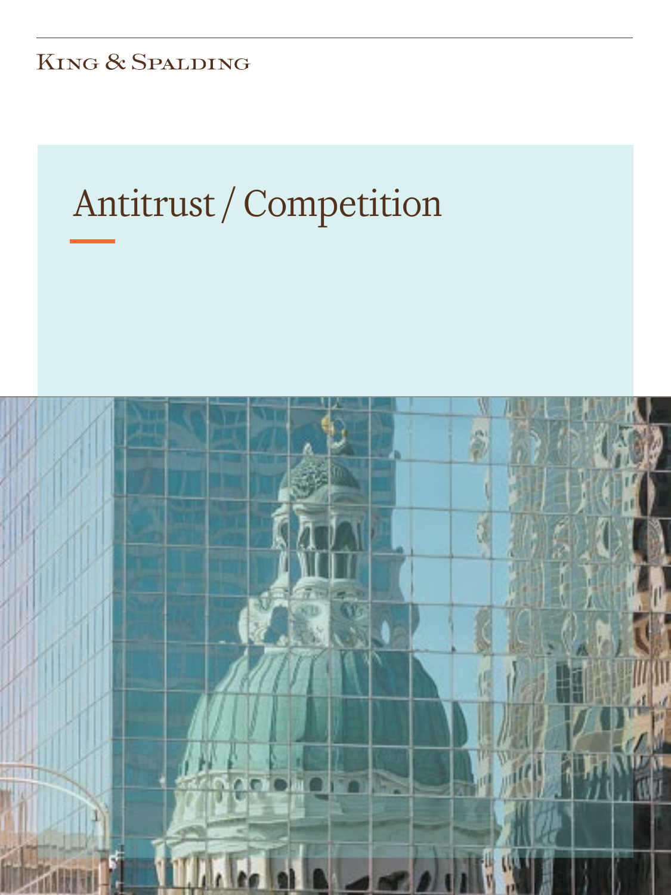King & Spalding

# Antitrust / Competition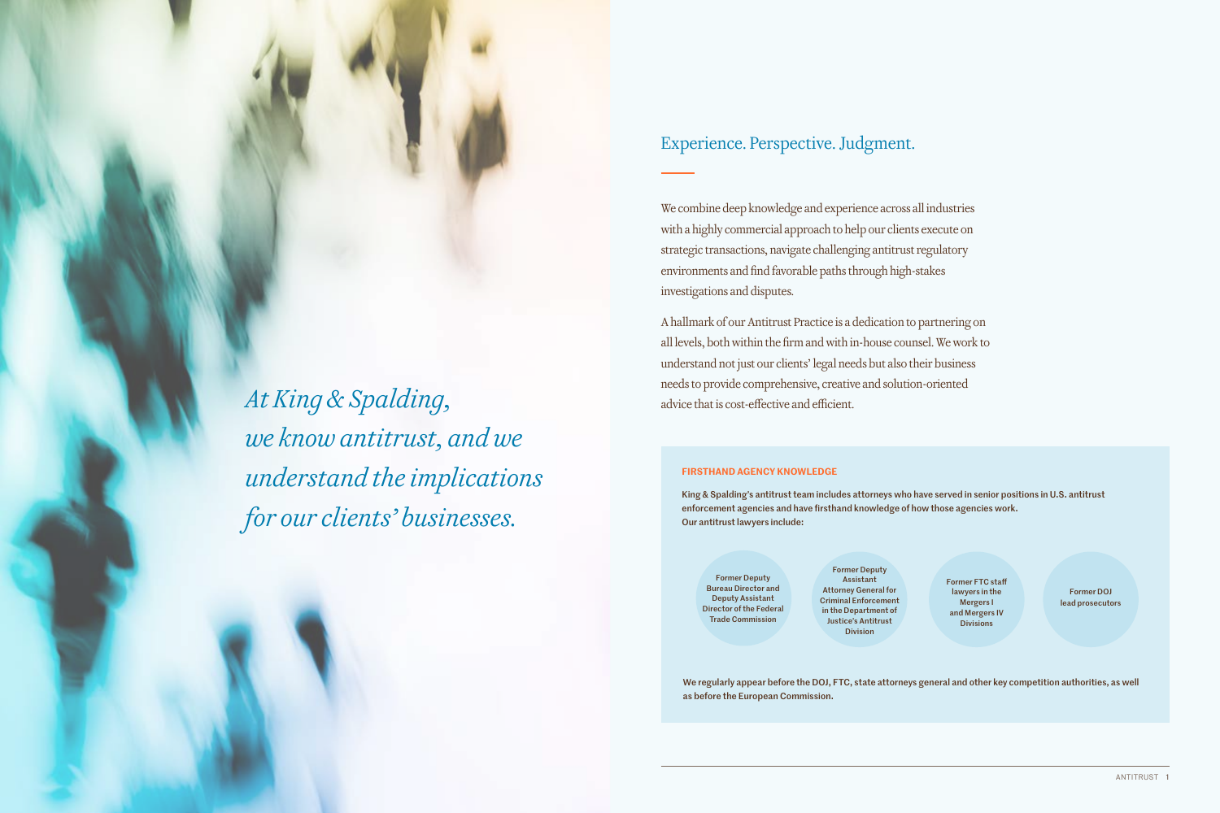*At King & Spalding, we know antitrust, and we understand the implications for our clients' businesses.*

## Experience. Perspective. Judgment.

We combine deep knowledge and experience across all industries with a highly commercial approach to help our clients execute on strategic transactions, navigate challenging antitrust regulatory environments and find favorable paths through high-stakes investigations and disputes.

A hallmark of our Antitrust Practice is a dedication to partnering on all levels, both within the firm and with in-house counsel. We work to understand not just our clients' legal needs but also their business needs to provide comprehensive, creative and solution-oriented advice that is cost-effective and efficient.

### FIRSTHAND AGENCY KNOWLEDGE

**King & Spalding's antitrust team includes attorneys who have served in senior positions in U.S. antitrust enforcement agencies and have firsthand knowledge of how those agencies work. Our antitrust lawyers include:**

- Former Deputy Bureau Director and Deputy Assistant Director of the Federal Trade Commission
- Former Deputy Assistant Attorney General for Criminal Enforcement in the Department of Justice's Antitrust Division
- Former FTC staff lawyers in the Mergers I and Mergers IV Divisions
- Former DOJ lead prosecutors

**We regularly appear before the DOJ, FTC, state attorneys general and other key competition authorities, as well as before the European Commission.**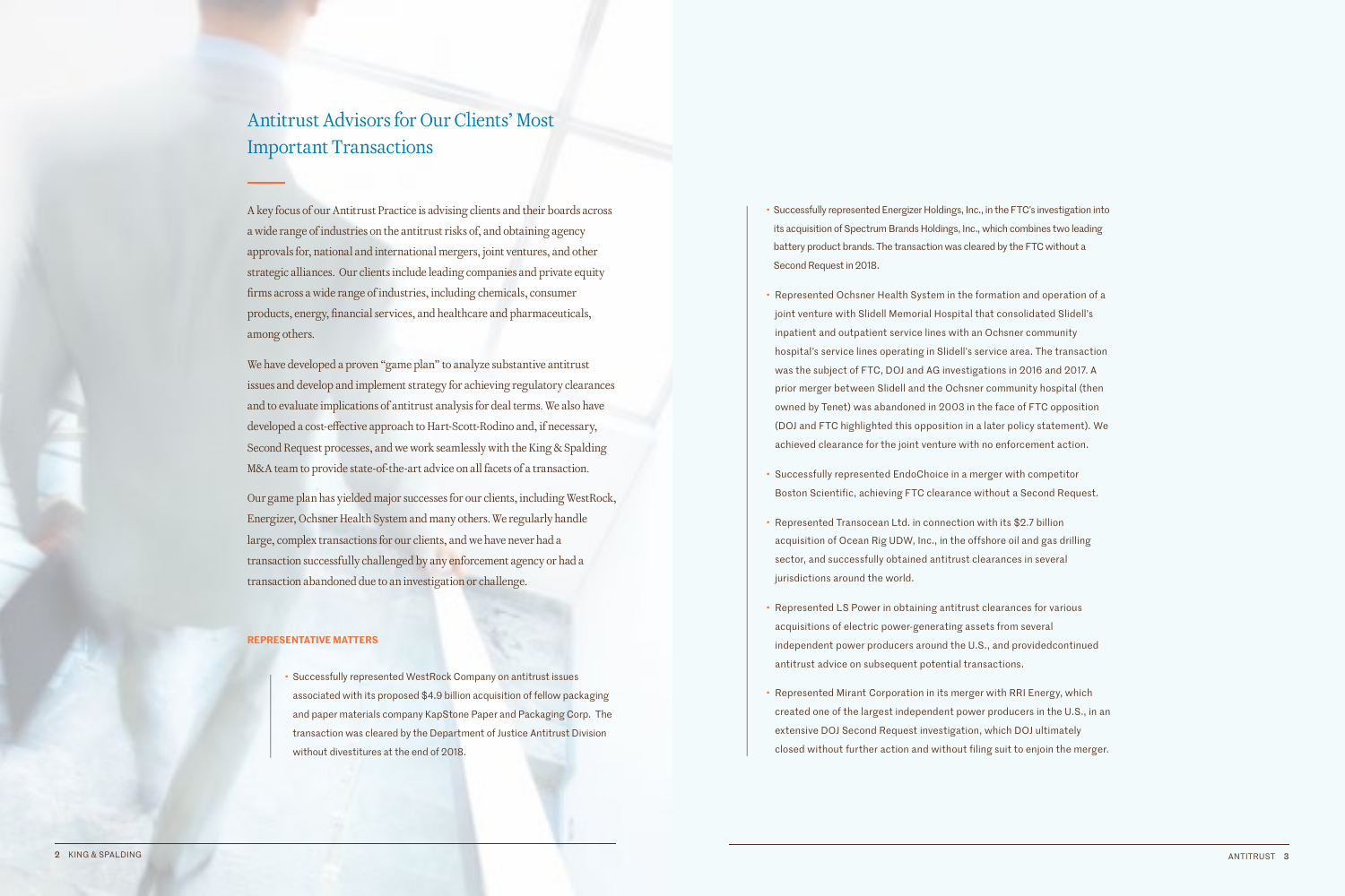# Antitrust Advisors for Our Clients' Most Important Transactions

A key focus of our Antitrust Practice is advising clients and their boards across a wide range of industries on the antitrust risks of, and obtaining agency approvals for, national and international mergers, joint ventures, and other strategic alliances. Our clients include leading companies and private equity firms across a wide range of industries, including chemicals, consumer products, energy, financial services, and healthcare and pharmaceuticals, among others.

We have developed a proven "game plan" to analyze substantive antitrust issues and develop and implement strategy for achieving regulatory clearances and to evaluate implications of antitrust analysis for deal terms. We also have developed a cost-effective approach to Hart-Scott-Rodino and, if necessary, Second Request processes, and we work seamlessly with the King & Spalding M&A team to provide state-of-the-art advice on all facets of a transaction.

Our game plan has yielded major successes for our clients, including WestRock, Energizer, Ochsner Health System and many others. We regularly handle large, complex transactions for our clients, and we have never had a transaction successfully challenged by any enforcement agency or had a transaction abandoned due to an investigation or challenge.

**REPRESENTATIVE MATTERS**

- Successfully represented WestRock Company on antitrust issues associated with its proposed $4.9 billion acquisition of fellow packaging and paper materials company KapStone Paper and Packaging Corp. The transaction was cleared by the Department of Justice Antitrust Division without divestitures at the end of 2018.
- Successfully represented Energizer Holdings, Inc., in the FTC's investigation into its acquisition of Spectrum Brands Holdings, Inc., which combines two leading battery product brands. The transaction was cleared by the FTC without a Second Request in 2018.
- Represented Ochsner Health System in the formation and operation of a joint venture with Slidell Memorial Hospital that consolidated Slidell's inpatient and outpatient service lines with an Ochsner community hospital's service lines operating in Slidell's service area. The transaction was the subject of FTC, DOJ and AG investigations in 2016 and 2017. A prior merger between Slidell and the Ochsner community hospital (then owned by Tenet) was abandoned in 2003 in the face of FTC opposition (DOJ and FTC highlighted this opposition in a later policy statement). We achieved clearance for the joint venture with no enforcement action.
- Successfully represented EndoChoice in a merger with competitor Boston Scientific, achieving FTC clearance without a Second Request.
- Represented Transocean Ltd. in connection with its $2.7 billion acquisition of Ocean Rig UDW, Inc., in the offshore oil and gas drilling sector, and successfully obtained antitrust clearances in several jurisdictions around the world.
- Represented LS Power in obtaining antitrust clearances for various acquisitions of electric power-generating assets from several independent power producers around the U.S., and providedcontinued antitrust advice on subsequent potential transactions.
- Represented Mirant Corporation in its merger with RRI Energy, which created one of the largest independent power producers in the U.S., in an extensive DOJ Second Request investigation, which DOJ ultimately closed without further action and without filing suit to enjoin the merger.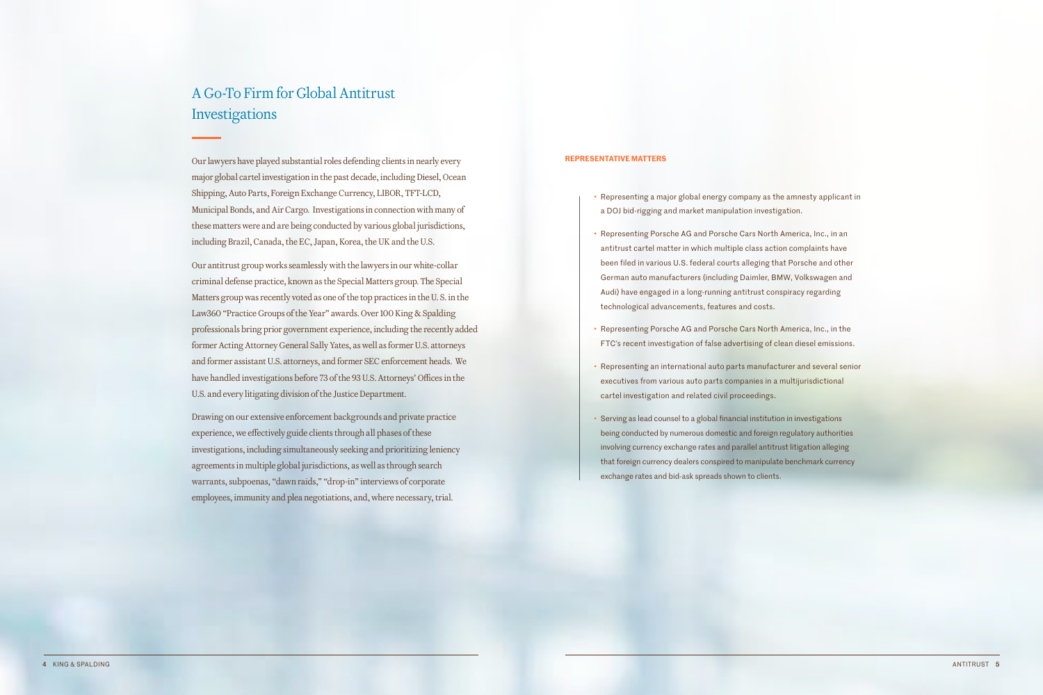# A Go-To Firm for Global Antitrust Investigations

Our lawyers have played substantial roles defending clients in nearly every major global cartel investigation in the past decade, including Diesel, Ocean Shipping, Auto Parts, Foreign Exchange Currency, LIBOR, TFT-LCD, Municipal Bonds, and Air Cargo. Investigations in connection with many of these matters were and are being conducted by various global jurisdictions, including Brazil, Canada, the EC, Japan, Korea, the UK and the U.S.

Our antitrust group works seamlessly with the lawyers in our white-collar criminal defense practice, known as the Special Matters group. The Special Matters group was recently voted as one of the top practices in the U.S. in the Law360 "Practice Groups of the Year" awards. Over 100 King & Spalding professionals bring prior government experience, including the recently added former Acting Attorney General Sally Yates, as well as former U.S. attorneys and former assistant U.S. attorneys, and former SEC enforcement heads. We have handled investigations before 73 of the 93 U.S. Attorneys' Offices in the U.S. and every litigating division of the Justice Department.

Drawing on our extensive enforcement backgrounds and private practice experience, we effectively guide clients through all phases of these investigations, including simultaneously seeking and prioritizing leniency agreements in multiple global jurisdictions, as well as through search warrants, subpoenas, "dawn raids," "drop-in" interviews of corporate employees, immunity and plea negotiations, and, where necessary, trial.

**REPRESENTATIVE MATTERS**

- Representing a major global energy company as the amnesty applicant in a DOJ bid-rigging and market manipulation investigation.
- Representing Porsche AG and Porsche Cars North America, Inc., in an antitrust cartel matter in which multiple class action complaints have been filed in various U.S. federal courts alleging that Porsche and other German auto manufacturers (including Daimler, BMW, Volkswagen and Audi) have engaged in a long-running antitrust conspiracy regarding technological advancements, features and costs.
- Representing Porsche AG and Porsche Cars North America, Inc., in the FTC's recent investigation of false advertising of clean diesel emissions.
- Representing an international auto parts manufacturer and several senior executives from various auto parts companies in a multijurisdictional cartel investigation and related civil proceedings.
- Serving as lead counsel to a global financial institution in investigations being conducted by numerous domestic and foreign regulatory authorities involving currency exchange rates and parallel antitrust litigation alleging that foreign currency dealers conspired to manipulate benchmark currency exchange rates and bid-ask spreads shown to clients.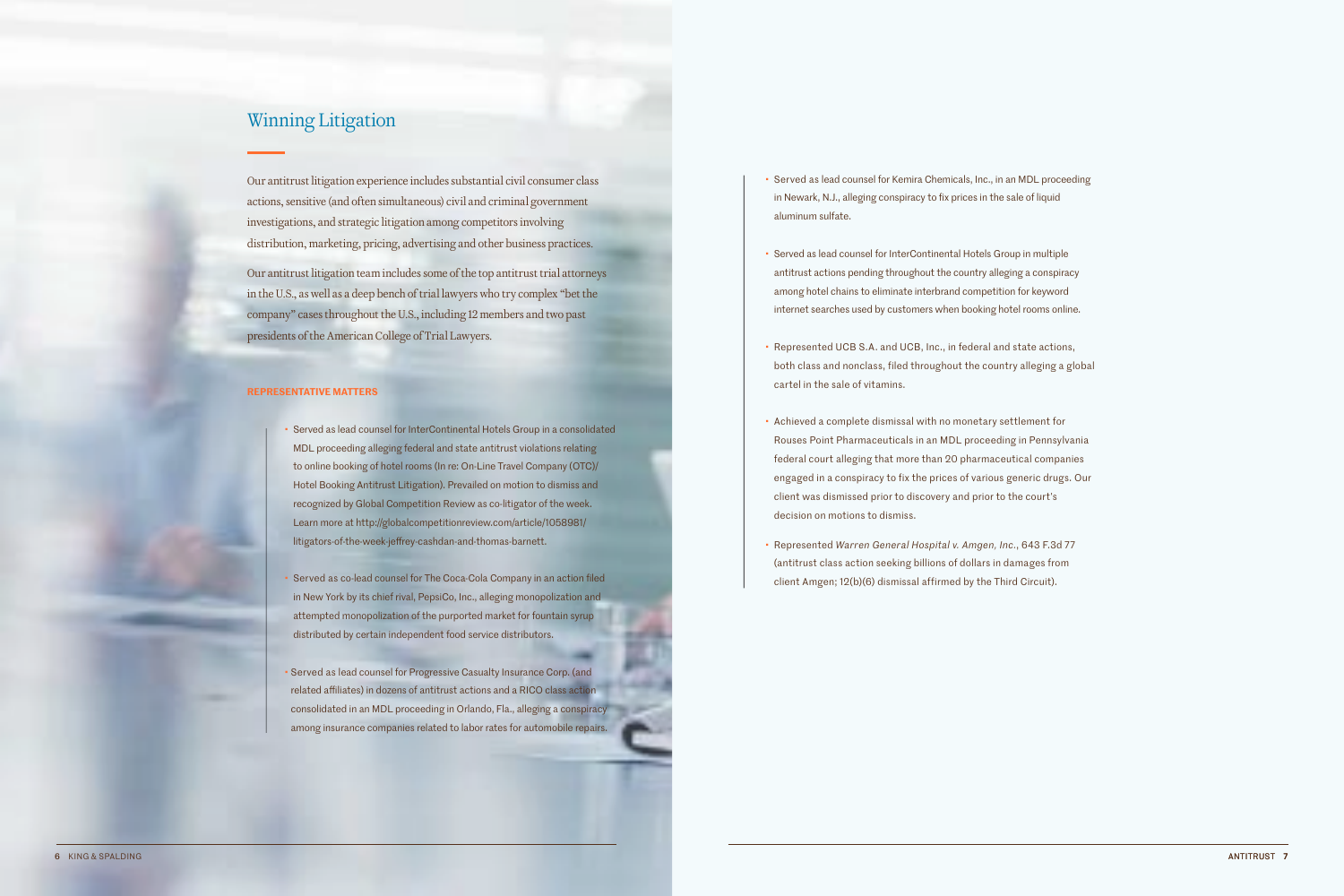## Winning Litigation

Our antitrust litigation experience includes substantial civil consumer class actions, sensitive (and often simultaneous) civil and criminal government investigations, and strategic litigation among competitors involving distribution, marketing, pricing, advertising and other business practices.

Our antitrust litigation team includes some of the top antitrust trial attorneys in the U.S., as well as a deep bench of trial lawyers who try complex "bet the company" cases throughout the U.S., including 12 members and two past presidents of the American College of Trial Lawyers.

**REPRESENTATIVE MATTERS**

- Served as lead counsel for InterContinental Hotels Group in a consolidated MDL proceeding alleging federal and state antitrust violations relating to online booking of hotel rooms (In re: On-Line Travel Company (OTC)/ Hotel Booking Antitrust Litigation). Prevailed on motion to dismiss and recognized by Global Competition Review as co-litigator of the week. Learn more at http://globalcompetitionreview.com/article/1058981/litigators-of-the-week-jeffrey-cashdan-and-thomas-barnett.
- Served as co-lead counsel for The Coca-Cola Company in an action filed in New York by its chief rival, PepsiCo, Inc., alleging monopolization and attempted monopolization of the purported market for fountain syrup distributed by certain independent food service distributors.
- Served as lead counsel for Progressive Casualty Insurance Corp. (and related affiliates) in dozens of antitrust actions and a RICO class action consolidated in an MDL proceeding in Orlando, Fla., alleging a conspiracy among insurance companies related to labor rates for automobile repairs.
- Served as lead counsel for Kemira Chemicals, Inc., in an MDL proceeding in Newark, N.J., alleging conspiracy to fix prices in the sale of liquid aluminum sulfate.
- Served as lead counsel for InterContinental Hotels Group in multiple antitrust actions pending throughout the country alleging a conspiracy among hotel chains to eliminate interbrand competition for keyword internet searches used by customers when booking hotel rooms online.
- Represented UCB S.A. and UCB, Inc., in federal and state actions, both class and nonclass, filed throughout the country alleging a global cartel in the sale of vitamins.
- Achieved a complete dismissal with no monetary settlement for Rouses Point Pharmaceuticals in an MDL proceeding in Pennsylvania federal court alleging that more than 20 pharmaceutical companies engaged in a conspiracy to fix the prices of various generic drugs. Our client was dismissed prior to discovery and prior to the court's decision on motions to dismiss.
- Represented *Warren General Hospital v. Amgen, Inc.*, 643 F.3d 77 (antitrust class action seeking billions of dollars in damages from client Amgen; 12(b)(6) dismissal affirmed by the Third Circuit).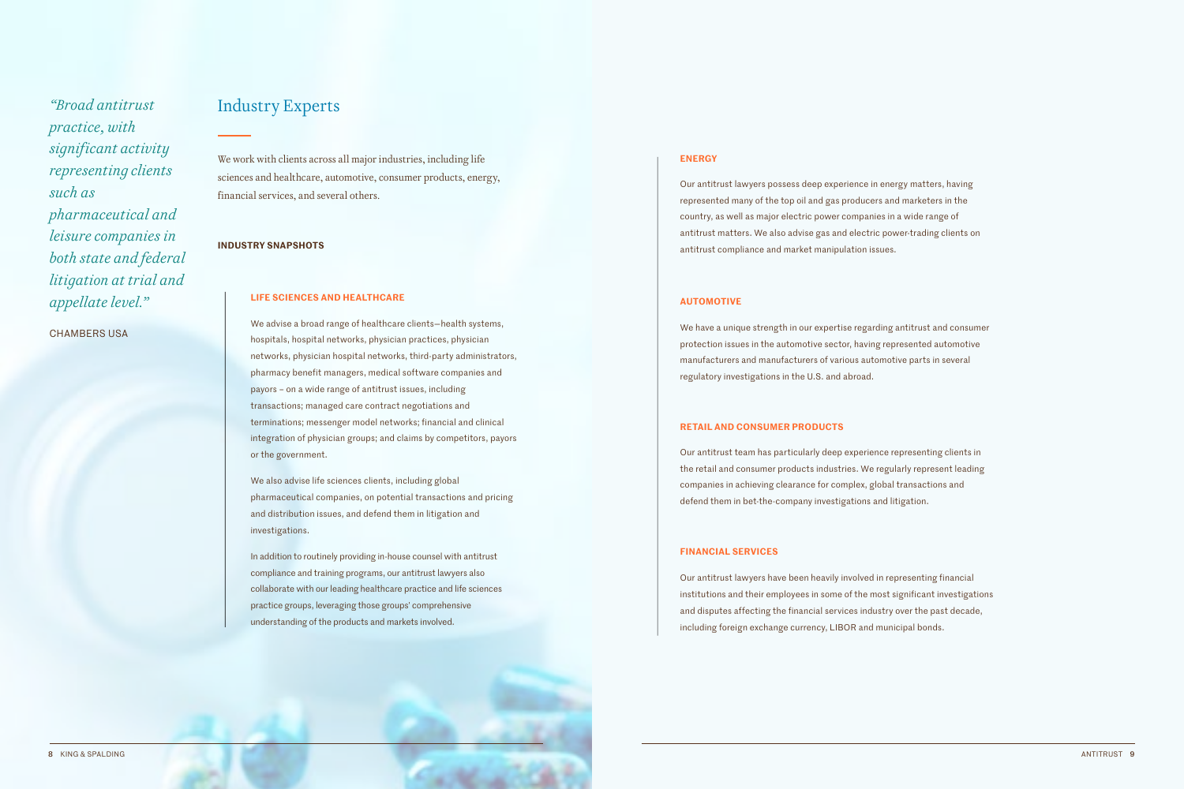> *"Broad antitrust practice, with significant activity representing clients such as pharmaceutical and leisure companies in both state and federal litigation at trial and appellate level."*
>
> CHAMBERS USA

## Industry Experts

We work with clients across all major industries, including life sciences and healthcare, automotive, consumer products, energy, financial services, and several others.

**INDUSTRY SNAPSHOTS**

### LIFE SCIENCES AND HEALTHCARE

We advise a broad range of healthcare clients—health systems, hospitals, hospital networks, physician practices, physician networks, physician hospital networks, third-party administrators, pharmacy benefit managers, medical software companies and payors – on a wide range of antitrust issues, including transactions; managed care contract negotiations and terminations; messenger model networks; financial and clinical integration of physician groups; and claims by competitors, payors or the government.

We also advise life sciences clients, including global pharmaceutical companies, on potential transactions and pricing and distribution issues, and defend them in litigation and investigations.

In addition to routinely providing in-house counsel with antitrust compliance and training programs, our antitrust lawyers also collaborate with our leading healthcare practice and life sciences practice groups, leveraging those groups' comprehensive understanding of the products and markets involved.

### ENERGY

Our antitrust lawyers possess deep experience in energy matters, having represented many of the top oil and gas producers and marketers in the country, as well as major electric power companies in a wide range of antitrust matters. We also advise gas and electric power-trading clients on antitrust compliance and market manipulation issues.

### AUTOMOTIVE

We have a unique strength in our expertise regarding antitrust and consumer protection issues in the automotive sector, having represented automotive manufacturers and manufacturers of various automotive parts in several regulatory investigations in the U.S. and abroad.

### RETAIL AND CONSUMER PRODUCTS

Our antitrust team has particularly deep experience representing clients in the retail and consumer products industries. We regularly represent leading companies in achieving clearance for complex, global transactions and defend them in bet-the-company investigations and litigation.

### FINANCIAL SERVICES

Our antitrust lawyers have been heavily involved in representing financial institutions and their employees in some of the most significant investigations and disputes affecting the financial services industry over the past decade, including foreign exchange currency, LIBOR and municipal bonds.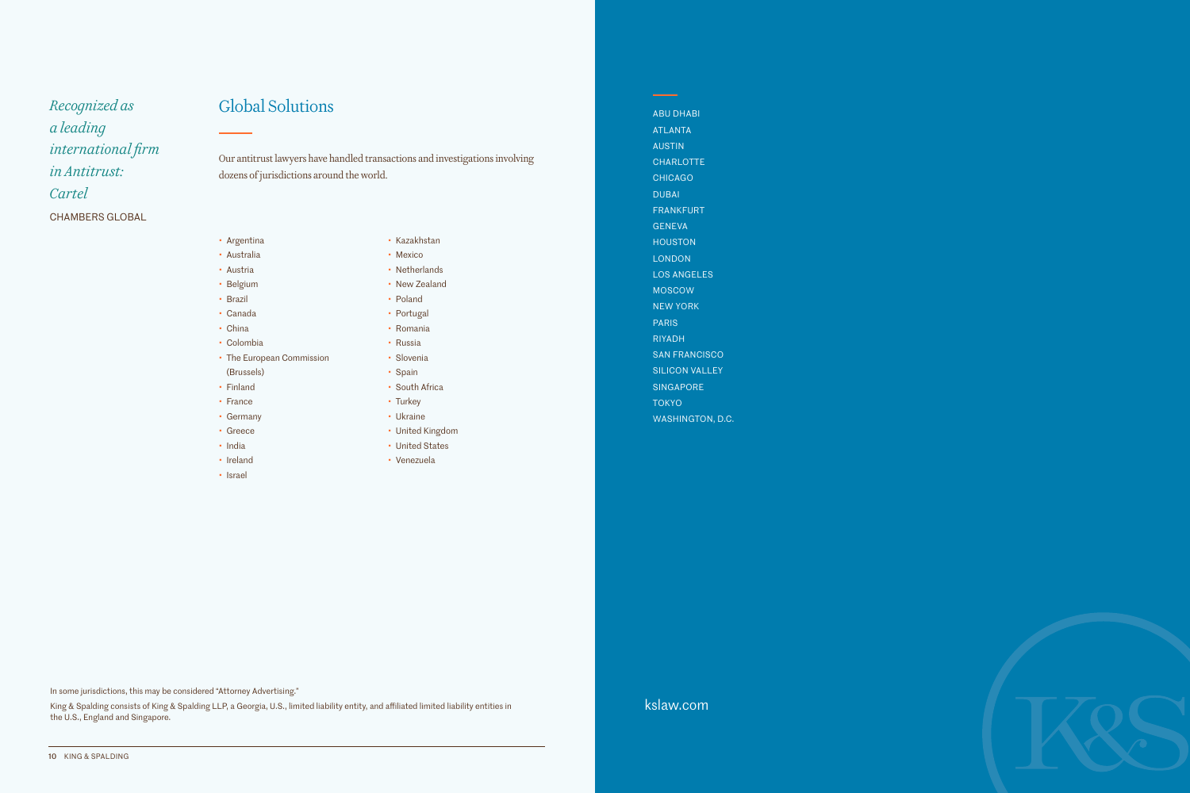*Recognized as a leading international firm in Antitrust: Cartel*

CHAMBERS GLOBAL

## Global Solutions

Our antitrust lawyers have handled transactions and investigations involving dozens of jurisdictions around the world.

- Argentina
- Australia
- Austria
- Belgium
- Brazil
- Canada
- China
- Colombia
- The European Commission (Brussels)
- Finland
- France
- Germany
- Greece
- India
- Ireland
- Israel
- Kazakhstan
- Mexico
- Netherlands
- New Zealand
- Poland
- Portugal
- Romania
- Russia
- Slovenia
- Spain
- South Africa
- Turkey
- Ukraine
- United Kingdom
- United States
- Venezuela

In some jurisdictions, this may be considered "Attorney Advertising."

King & Spalding consists of King & Spalding LLP, a Georgia, U.S., limited liability entity, and affiliated limited liability entities in the U.S., England and Singapore.

ABU DHABI
ATLANTA
AUSTIN
CHARLOTTE
CHICAGO
DUBAI
FRANKFURT
GENEVA
HOUSTON
LONDON
LOS ANGELES
MOSCOW
NEW YORK
PARIS
RIYADH
SAN FRANCISCO
SILICON VALLEY
SINGAPORE
TOKYO
WASHINGTON, D.C.

kslaw.com